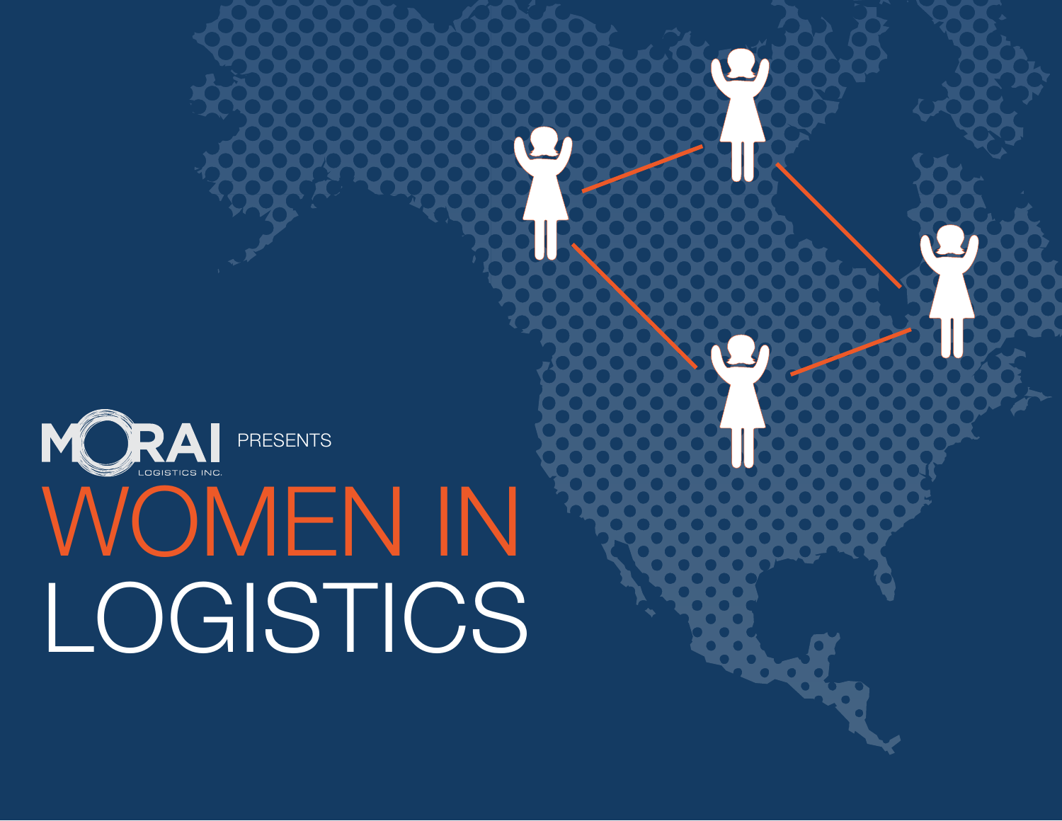MORAI LOGISTICS INC. PRESENTS

# WOMEN IN LOGISTICS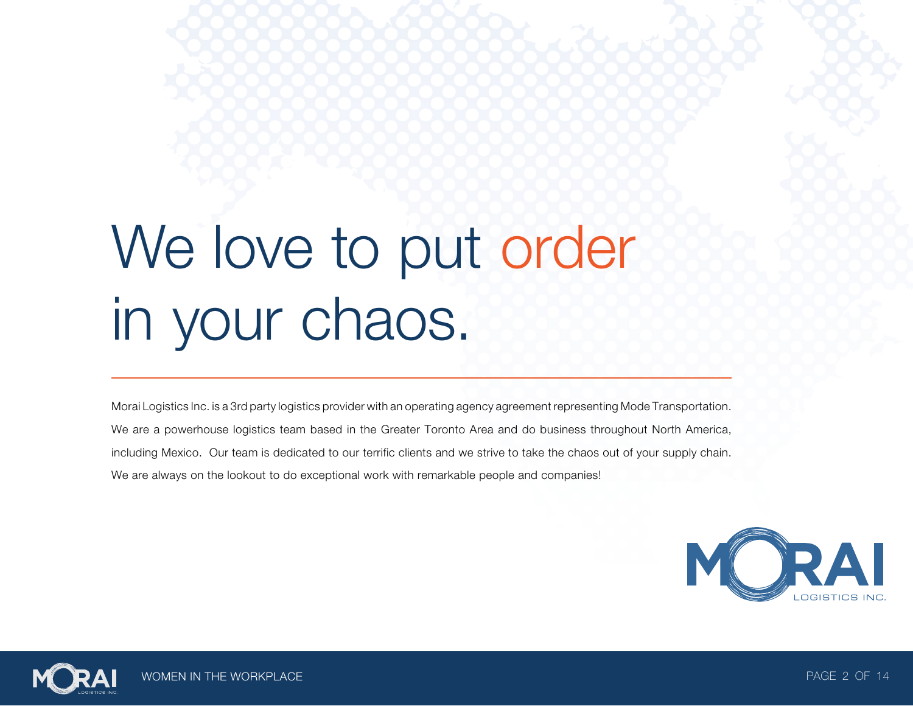# We love to put order in your chaos.

Morai Logistics Inc. is a 3rd party logistics provider with an operating agency agreement representing Mode Transportation. We are a powerhouse logistics team based in the Greater Toronto Area and do business throughout North America, including Mexico. Our team is dedicated to our terrific clients and we strive to take the chaos out of your supply chain. We are always on the lookout to do exceptional work with remarkable people and companies!

MORAI LOGISTICS INC.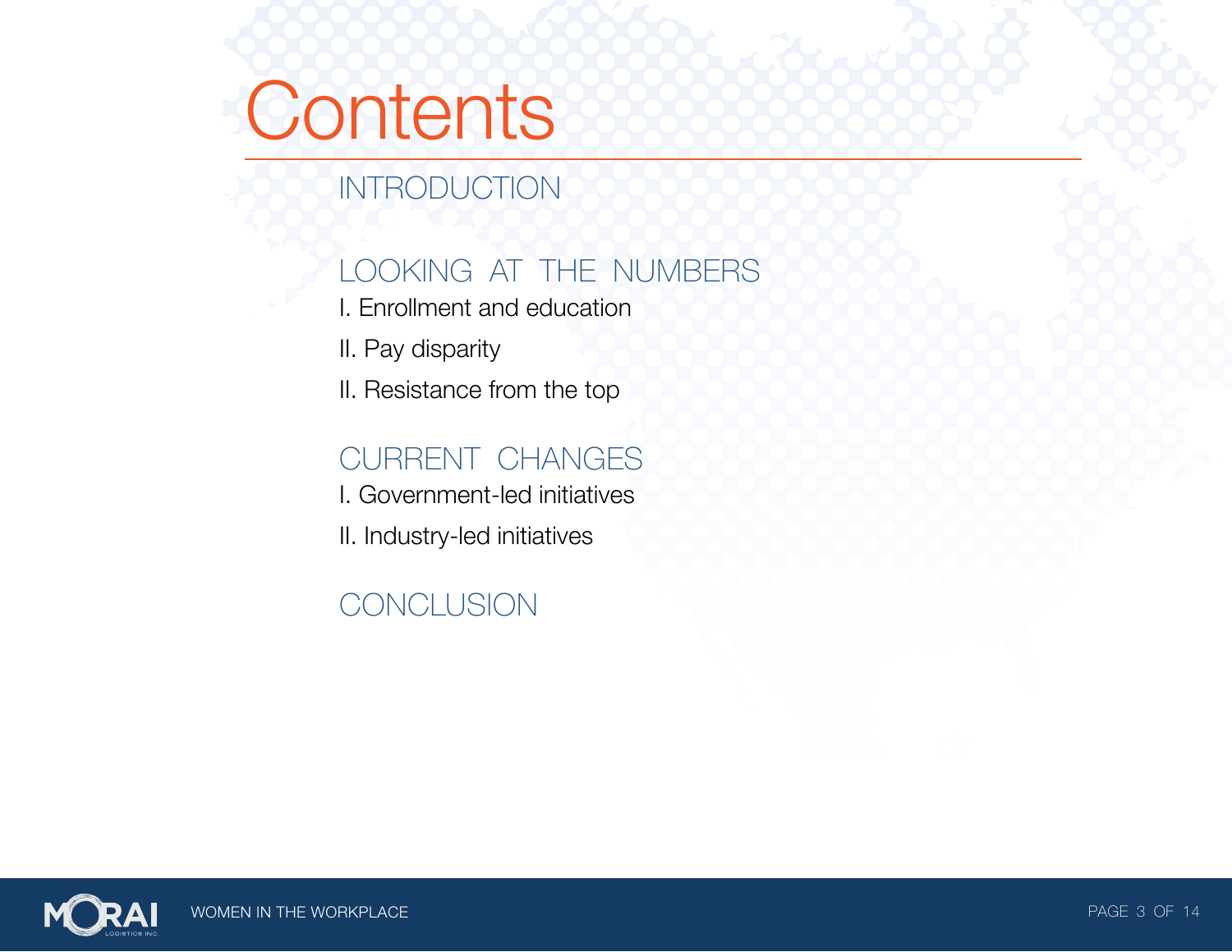# Contents

## INTRODUCTION

## LOOKING AT THE NUMBERS

I. Enrollment and education

II. Pay disparity

II. Resistance from the top

## CURRENT CHANGES

I. Government-led initiatives

II. Industry-led initiatives

## CONCLUSION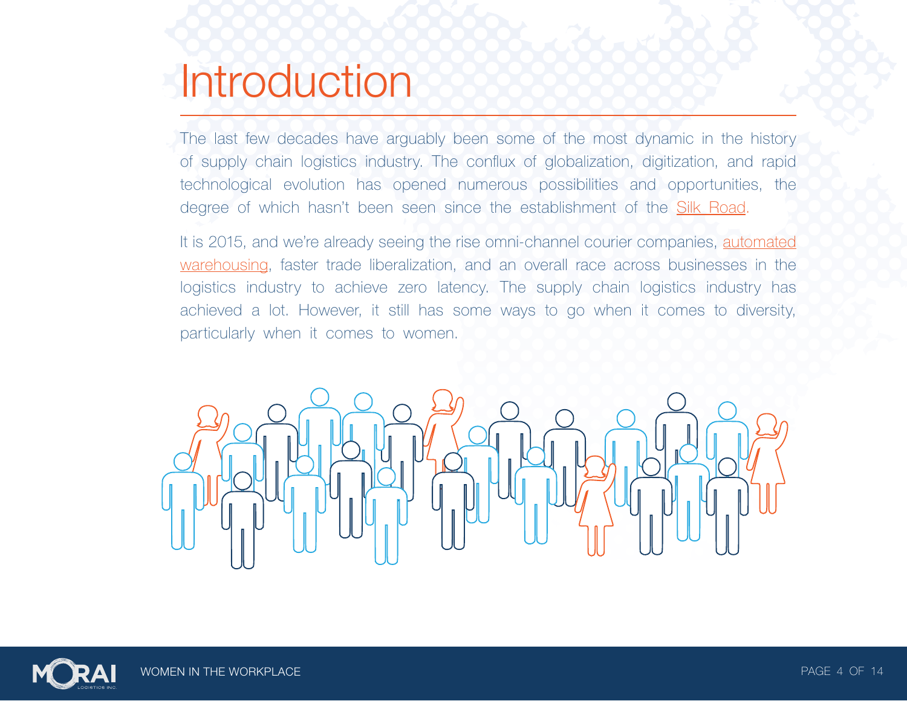# Introduction

The last few decades have arguably been some of the most dynamic in the history of supply chain logistics industry. The conflux of globalization, digitization, and rapid technological evolution has opened numerous possibilities and opportunities, the degree of which hasn't been seen since the establishment of the Silk Road.

It is 2015, and we're already seeing the rise omni-channel courier companies, automated warehousing, faster trade liberalization, and an overall race across businesses in the logistics industry to achieve zero latency. The supply chain logistics industry has achieved a lot. However, it still has some ways to go when it comes to diversity, particularly when it comes to women.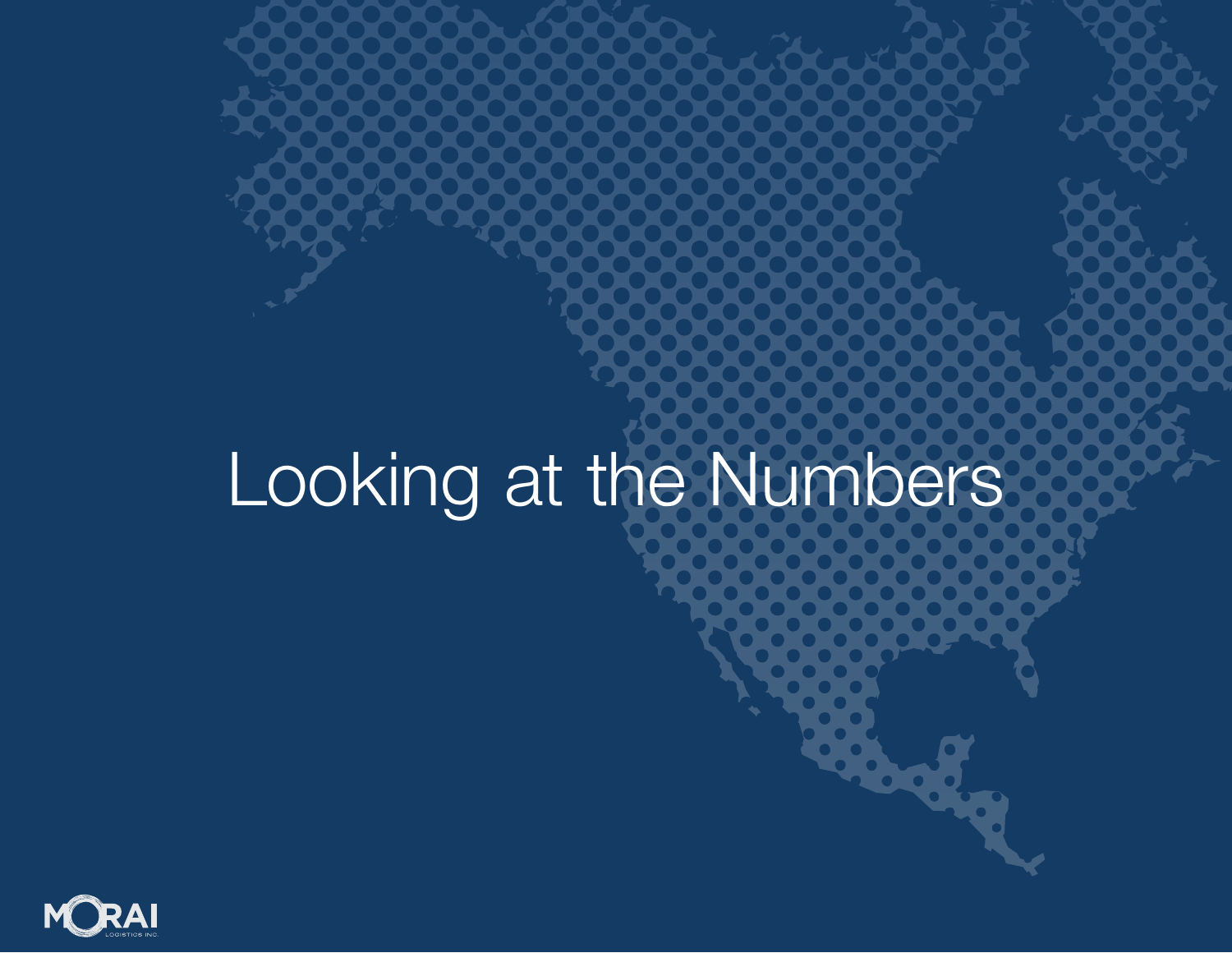# Looking at the Numbers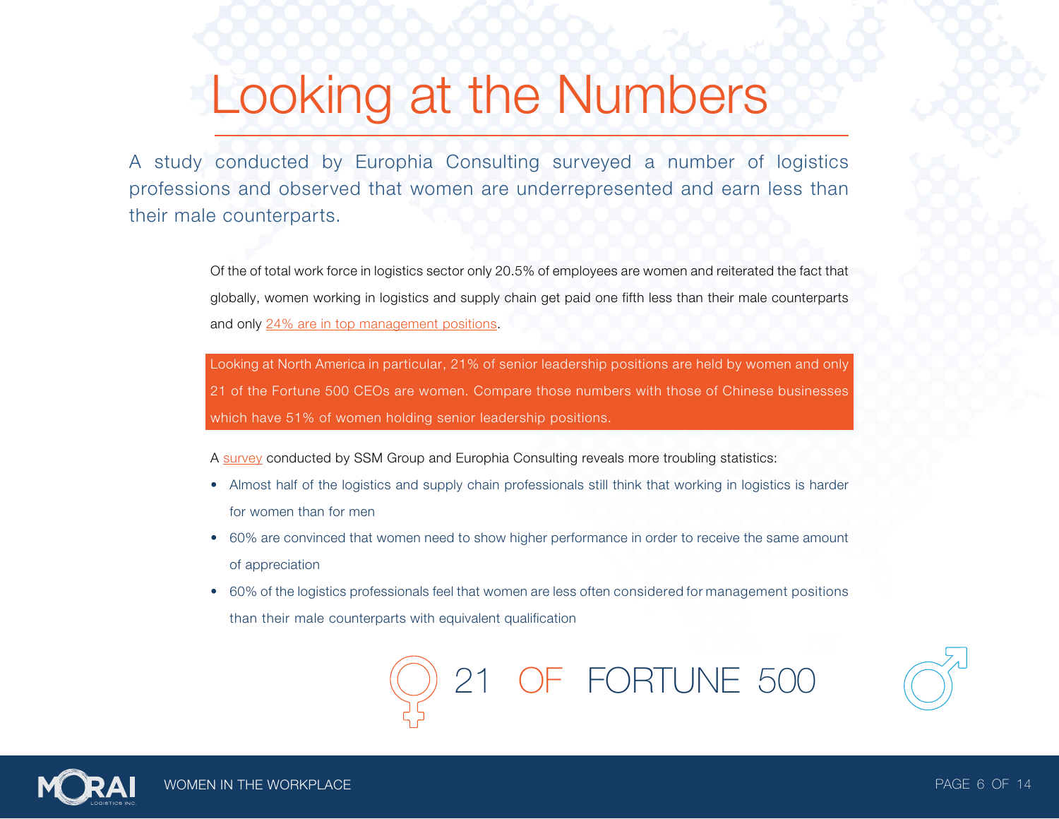# Looking at the Numbers

A study conducted by Europhia Consulting surveyed a number of logistics professions and observed that women are underrepresented and earn less than their male counterparts.

Of the of total work force in logistics sector only 20.5% of employees are women and reiterated the fact that globally, women working in logistics and supply chain get paid one fifth less than their male counterparts and only 24% are in top management positions.

Looking at North America in particular, 21% of senior leadership positions are held by women and only 21 of the Fortune 500 CEOs are women. Compare those numbers with those of Chinese businesses which have 51% of women holding senior leadership positions.

A survey conducted by SSM Group and Europhia Consulting reveals more troubling statistics:

- Almost half of the logistics and supply chain professionals still think that working in logistics is harder for women than for men
- 60% are convinced that women need to show higher performance in order to receive the same amount of appreciation
- 60% of the logistics professionals feel that women are less often considered for management positions than their male counterparts with equivalent qualification

21 OF FORTUNE 500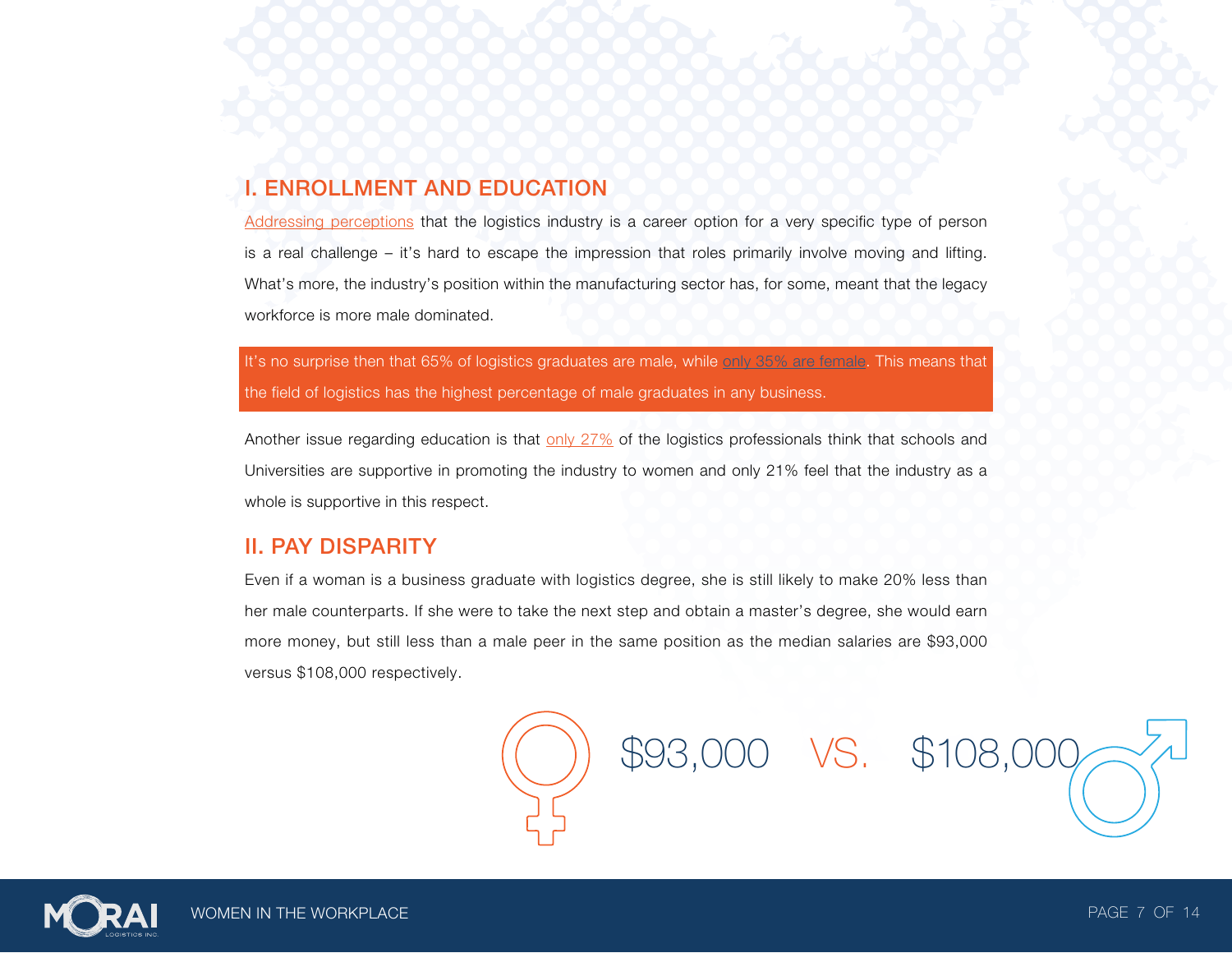## I. ENROLLMENT AND EDUCATION

Addressing perceptions that the logistics industry is a career option for a very specific type of person is a real challenge – it's hard to escape the impression that roles primarily involve moving and lifting. What's more, the industry's position within the manufacturing sector has, for some, meant that the legacy workforce is more male dominated.

It's no surprise then that 65% of logistics graduates are male, while only 35% are female. This means that the field of logistics has the highest percentage of male graduates in any business.

Another issue regarding education is that only 27% of the logistics professionals think that schools and Universities are supportive in promoting the industry to women and only 21% feel that the industry as a whole is supportive in this respect.

## II. PAY DISPARITY

Even if a woman is a business graduate with logistics degree, she is still likely to make 20% less than her male counterparts. If she were to take the next step and obtain a master's degree, she would earn more money, but still less than a male peer in the same position as the median salaries are $93,000 versus $108,000 respectively.

$93,000 VS. $108,000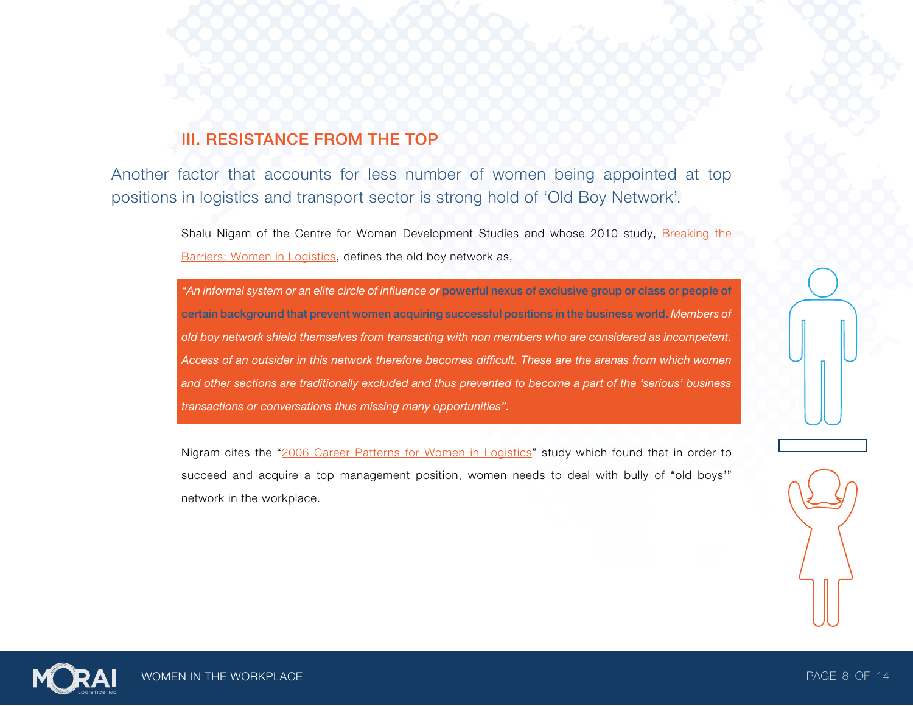## III. RESISTANCE FROM THE TOP

Another factor that accounts for less number of women being appointed at top positions in logistics and transport sector is strong hold of 'Old Boy Network'.

Shalu Nigam of the Centre for Woman Development Studies and whose 2010 study, Breaking the Barriers: Women in Logistics, defines the old boy network as,

> *"An informal system or an elite circle of influence or* **powerful nexus of exclusive group or class or people of certain background that prevent women acquiring successful positions in the business world.** *Members of old boy network shield themselves from transacting with non members who are considered as incompetent. Access of an outsider in this network therefore becomes difficult. These are the arenas from which women and other sections are traditionally excluded and thus prevented to become a part of the 'serious' business transactions or conversations thus missing many opportunities".*

Nigram cites the "2006 Career Patterns for Women in Logistics" study which found that in order to succeed and acquire a top management position, women needs to deal with bully of "old boys'" network in the workplace.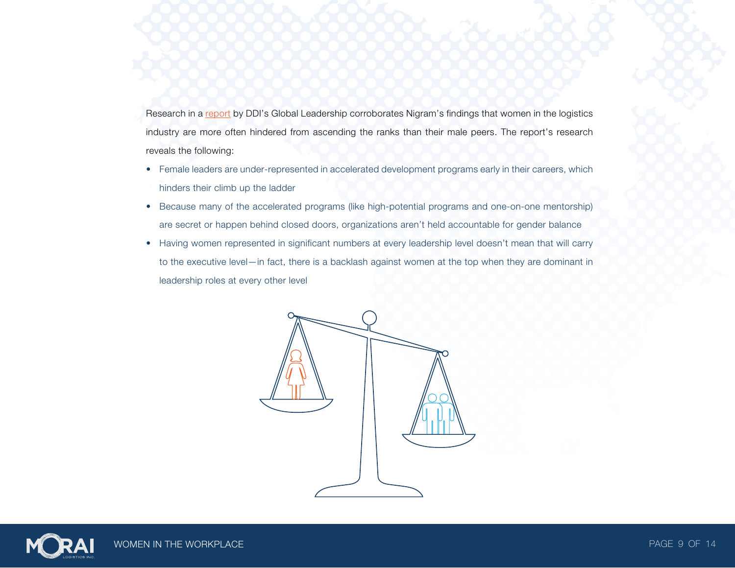Research in a report by DDI's Global Leadership corroborates Nigram's findings that women in the logistics industry are more often hindered from ascending the ranks than their male peers. The report's research reveals the following:

- Female leaders are under-represented in accelerated development programs early in their careers, which hinders their climb up the ladder
- Because many of the accelerated programs (like high-potential programs and one-on-one mentorship) are secret or happen behind closed doors, organizations aren't held accountable for gender balance
- Having women represented in significant numbers at every leadership level doesn't mean that will carry to the executive level—in fact, there is a backlash against women at the top when they are dominant in leadership roles at every other level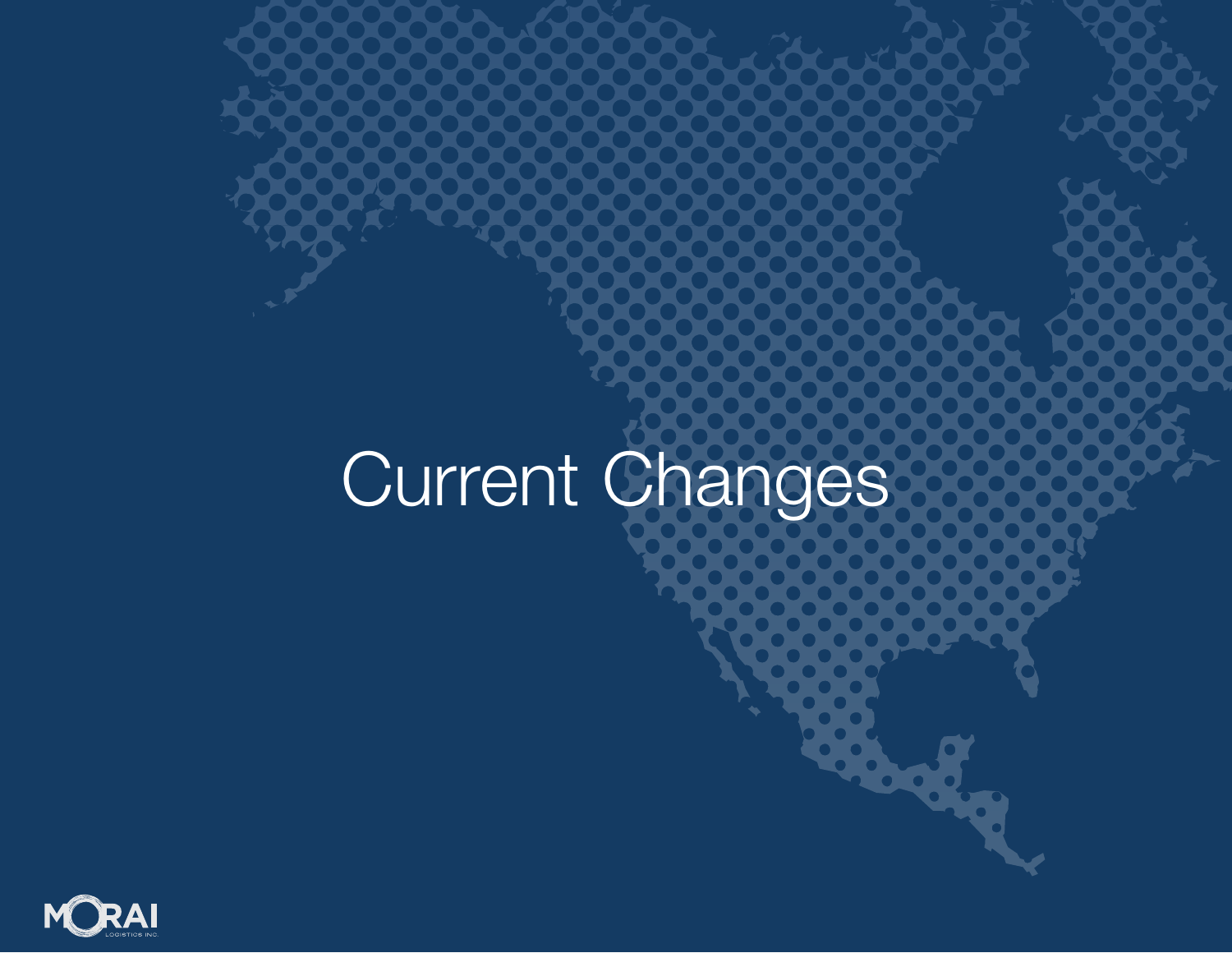# Current Changes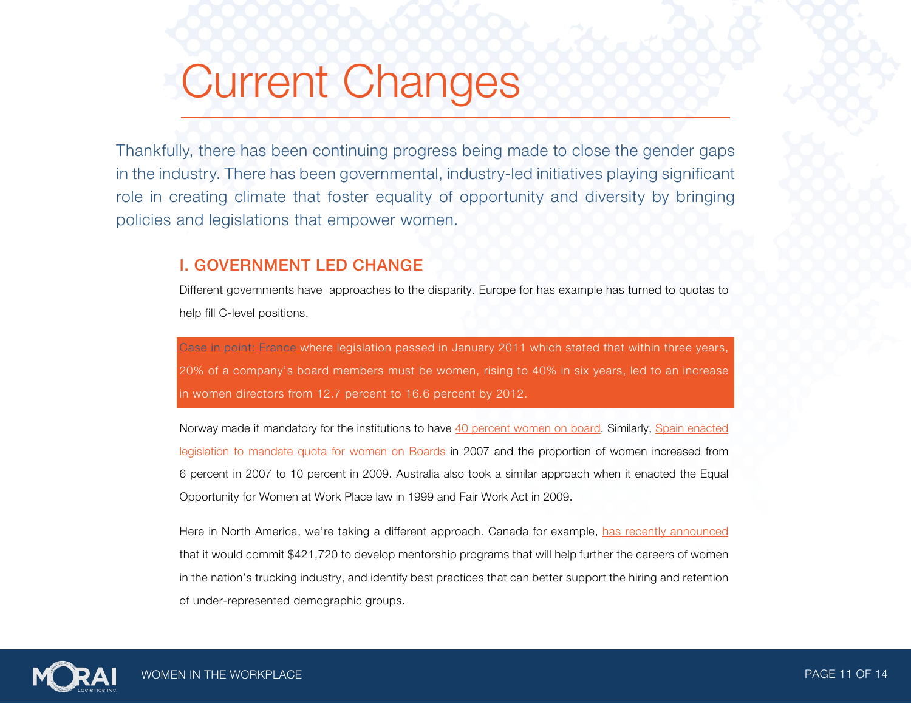# Current Changes

Thankfully, there has been continuing progress being made to close the gender gaps in the industry. There has been governmental, industry-led initiatives playing significant role in creating climate that foster equality of opportunity and diversity by bringing policies and legislations that empower women.

## I. GOVERNMENT LED CHANGE

Different governments have  approaches to the disparity. Europe for has example has turned to quotas to help fill C-level positions.

Case in point: France where legislation passed in January 2011 which stated that within three years, 20% of a company's board members must be women, rising to 40% in six years, led to an increase in women directors from 12.7 percent to 16.6 percent by 2012.

Norway made it mandatory for the institutions to have 40 percent women on board. Similarly, Spain enacted legislation to mandate quota for women on Boards in 2007 and the proportion of women increased from 6 percent in 2007 to 10 percent in 2009. Australia also took a similar approach when it enacted the Equal Opportunity for Women at Work Place law in 1999 and Fair Work Act in 2009.

Here in North America, we're taking a different approach. Canada for example, has recently announced that it would commit $421,720 to develop mentorship programs that will help further the careers of women in the nation's trucking industry, and identify best practices that can better support the hiring and retention of under-represented demographic groups.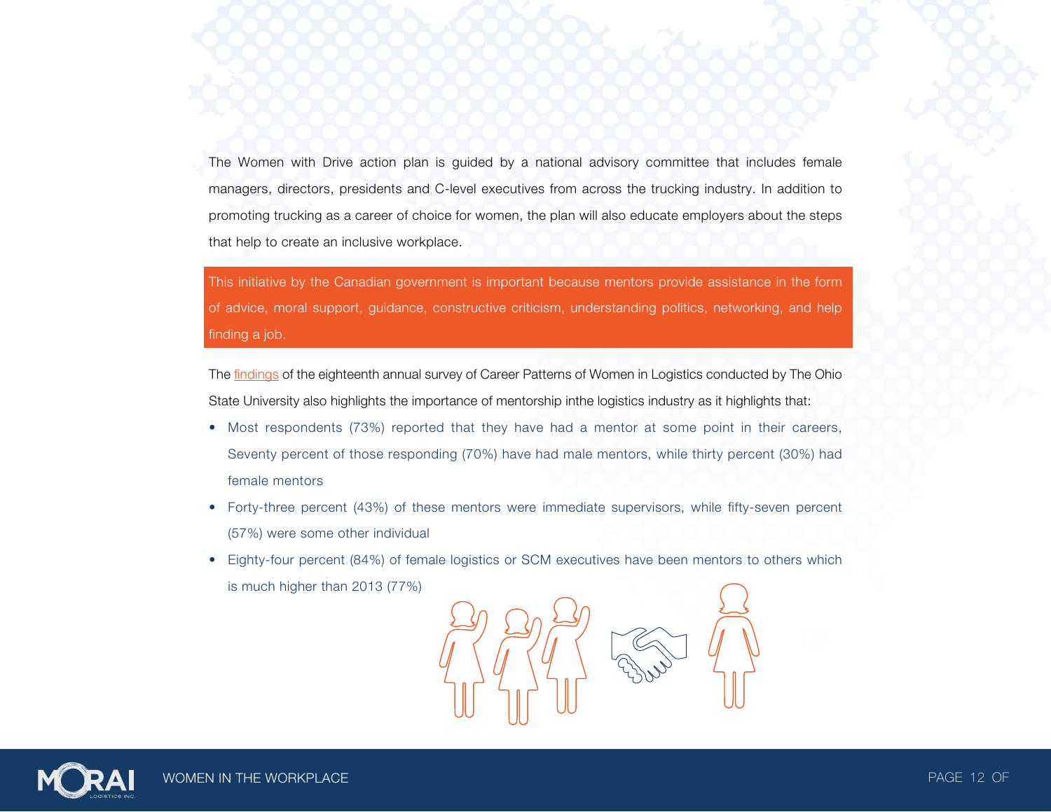The Women with Drive action plan is guided by a national advisory committee that includes female managers, directors, presidents and C-level executives from across the trucking industry. In addition to promoting trucking as a career of choice for women, the plan will also educate employers about the steps that help to create an inclusive workplace.

This initiative by the Canadian government is important because mentors provide assistance in the form of advice, moral support, guidance, constructive criticism, understanding politics, networking, and help finding a job.

The findings of the eighteenth annual survey of Career Patterns of Women in Logistics conducted by The Ohio State University also highlights the importance of mentorship inthe logistics industry as it highlights that:

- Most respondents (73%) reported that they have had a mentor at some point in their careers, Seventy percent of those responding (70%) have had male mentors, while thirty percent (30%) had female mentors
- Forty-three percent (43%) of these mentors were immediate supervisors, while fifty-seven percent (57%) were some other individual
- Eighty-four percent (84%) of female logistics or SCM executives have been mentors to others which is much higher than 2013 (77%)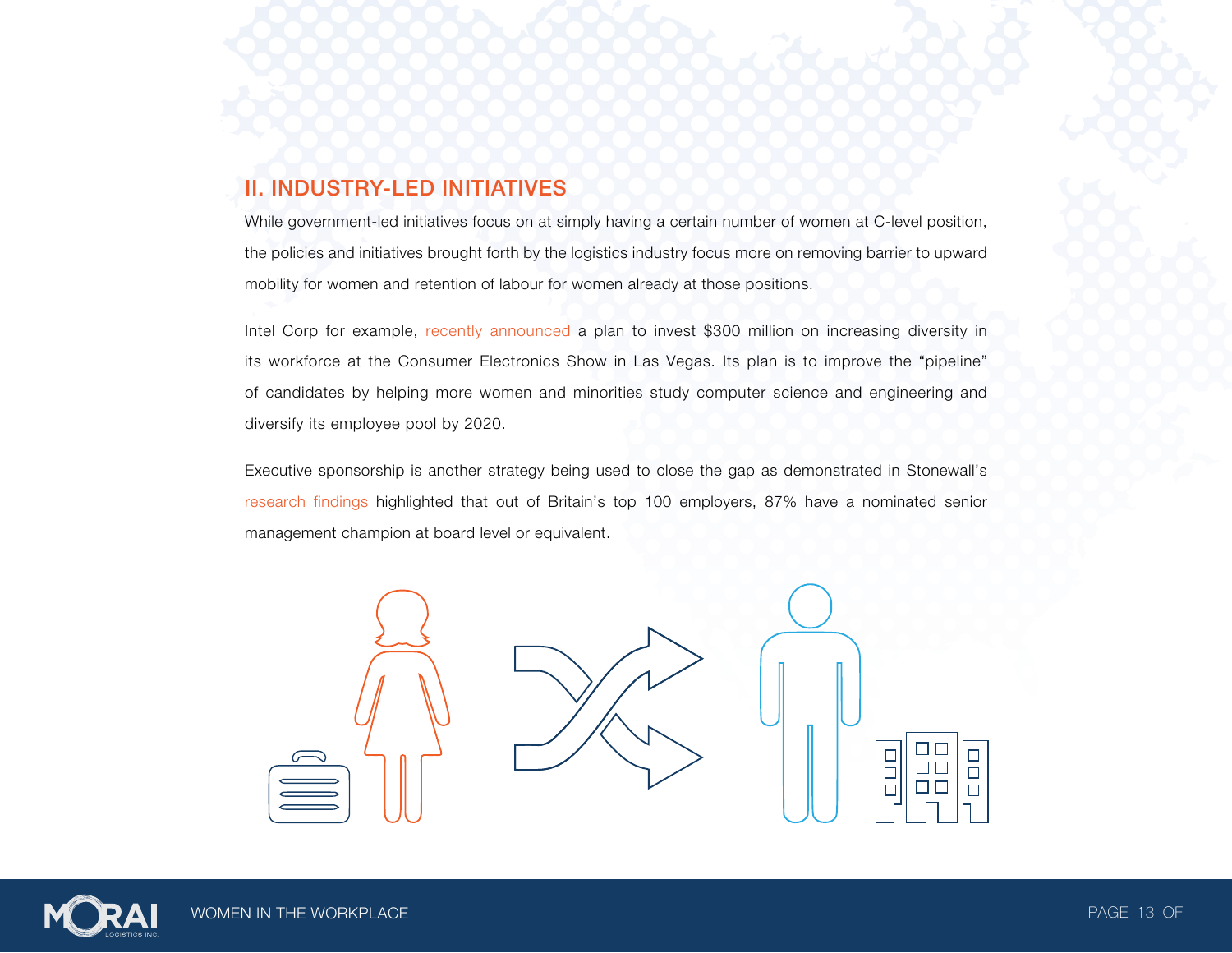## II. INDUSTRY-LED INITIATIVES

While government-led initiatives focus on at simply having a certain number of women at C-level position, the policies and initiatives brought forth by the logistics industry focus more on removing barrier to upward mobility for women and retention of labour for women already at those positions.

Intel Corp for example, recently announced a plan to invest $300 million on increasing diversity in its workforce at the Consumer Electronics Show in Las Vegas. Its plan is to improve the "pipeline" of candidates by helping more women and minorities study computer science and engineering and diversify its employee pool by 2020.

Executive sponsorship is another strategy being used to close the gap as demonstrated in Stonewall's research findings highlighted that out of Britain's top 100 employers, 87% have a nominated senior management champion at board level or equivalent.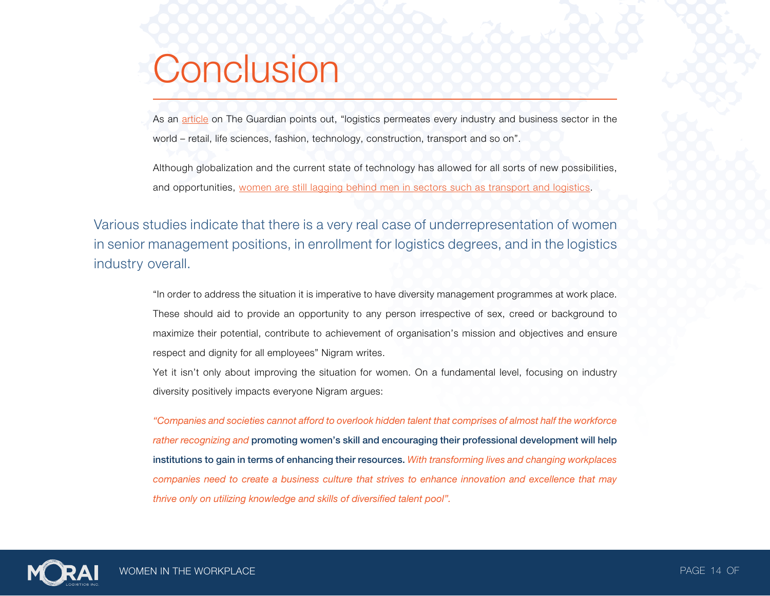# Conclusion

As an article on The Guardian points out, “logistics permeates every industry and business sector in the world – retail, life sciences, fashion, technology, construction, transport and so on”.

Although globalization and the current state of technology has allowed for all sorts of new possibilities, and opportunities, women are still lagging behind men in sectors such as transport and logistics.

Various studies indicate that there is a very real case of underrepresentation of women in senior management positions, in enrollment for logistics degrees, and in the logistics industry overall.

“In order to address the situation it is imperative to have diversity management programmes at work place. These should aid to provide an opportunity to any person irrespective of sex, creed or background to maximize their potential, contribute to achievement of organisation’s mission and objectives and ensure respect and dignity for all employees” Nigram writes.

Yet it isn’t only about improving the situation for women. On a fundamental level, focusing on industry diversity positively impacts everyone Nigram argues:

*“Companies and societies cannot afford to overlook hidden talent that comprises of almost half the workforce rather recognizing and* **promoting women’s skill and encouraging their professional development will help institutions to gain in terms of enhancing their resources.** *With transforming lives and changing workplaces companies need to create a business culture that strives to enhance innovation and excellence that may thrive only on utilizing knowledge and skills of diversified talent pool”.*